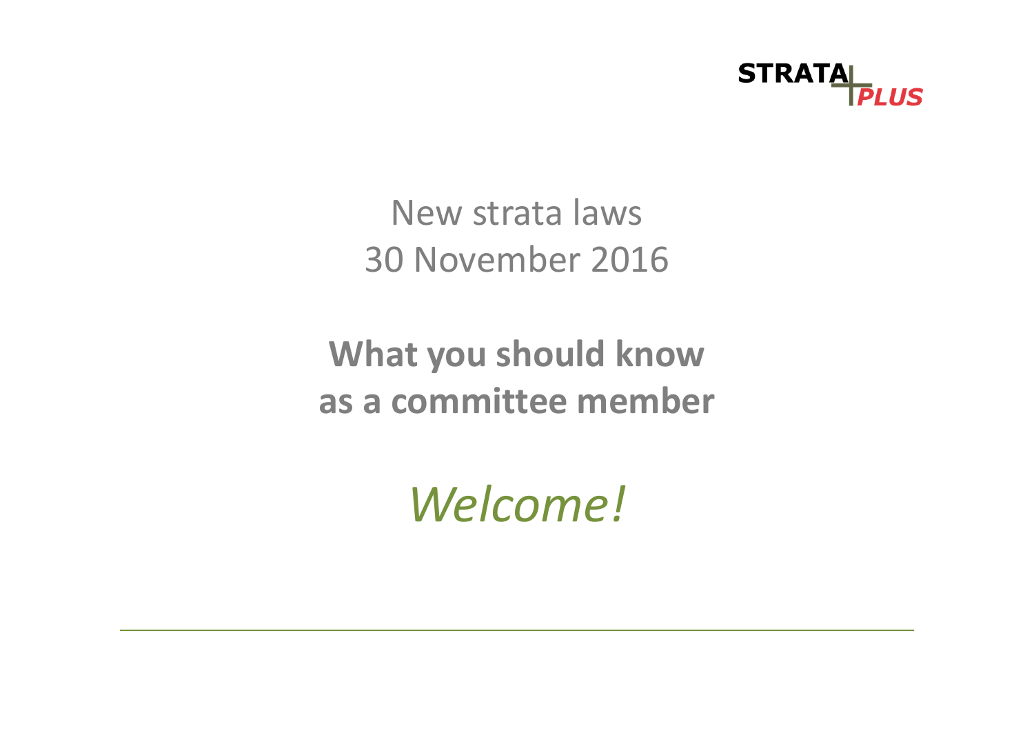STRATA PLUS

New strata laws
30 November 2016

**What you should know as a committee member**

*Welcome!*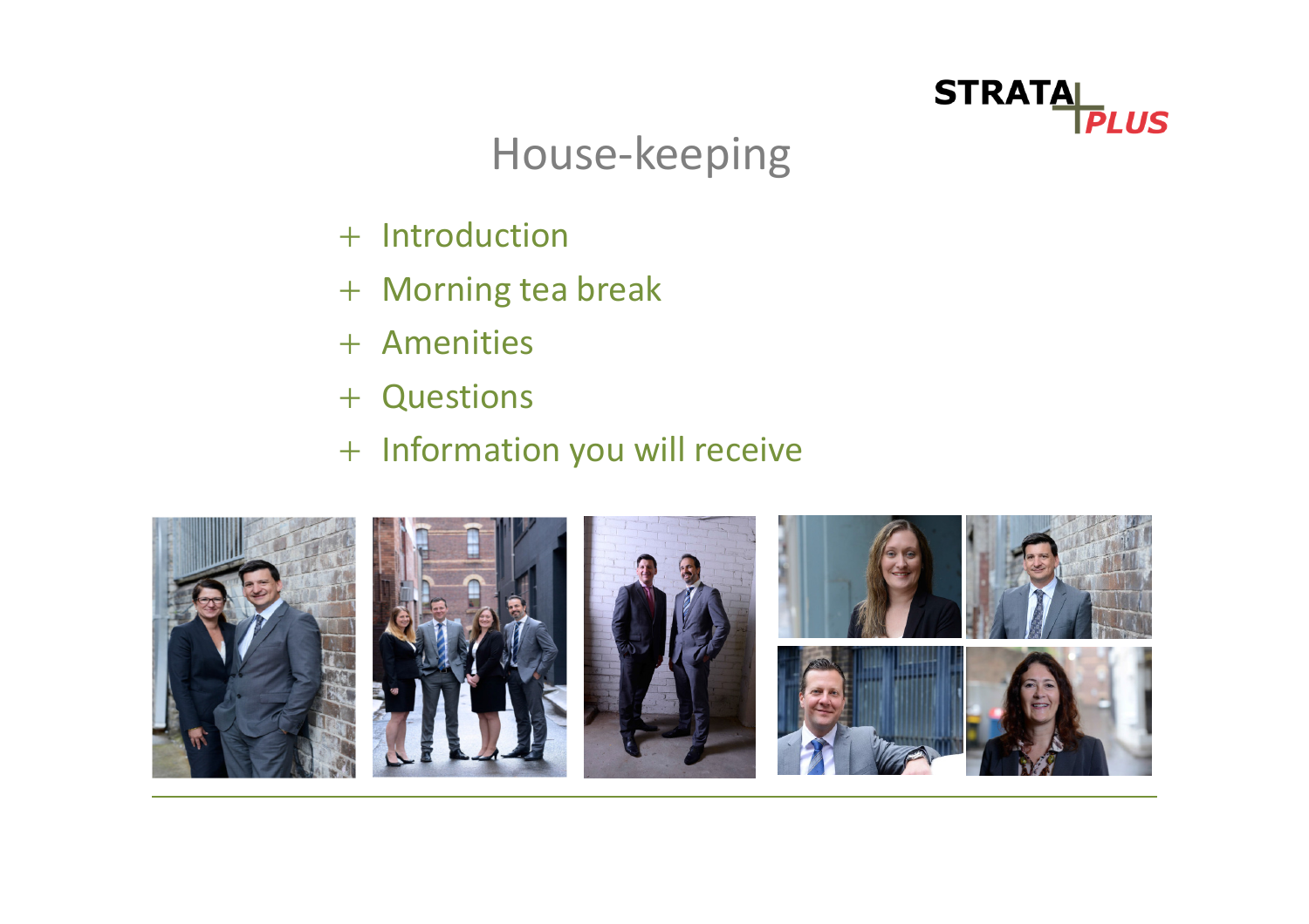## House-keeping

+ Introduction
+ Morning tea break
+ Amenities
+ Questions
+ Information you will receive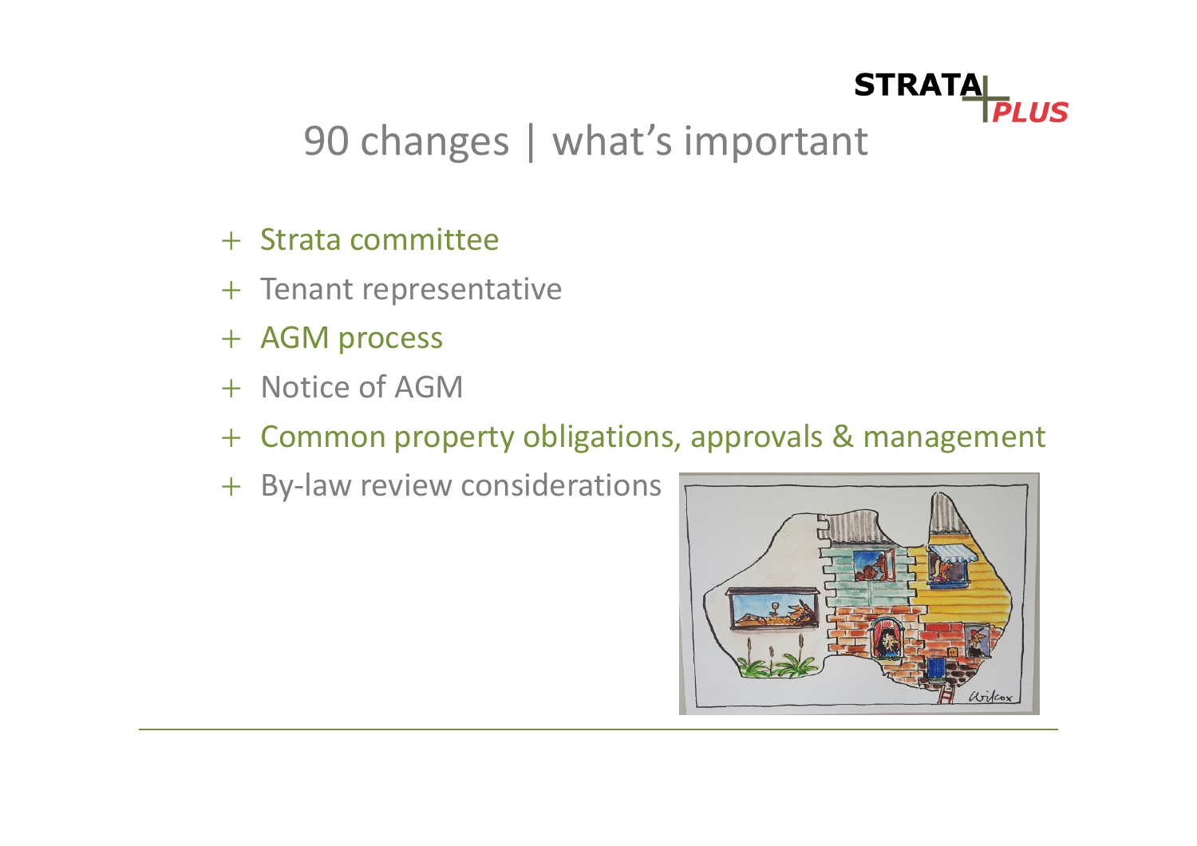# 90 changes | what's important

- Strata committee
- Tenant representative
- AGM process
- Notice of AGM
- Common property obligations, approvals & management
- By-law review considerations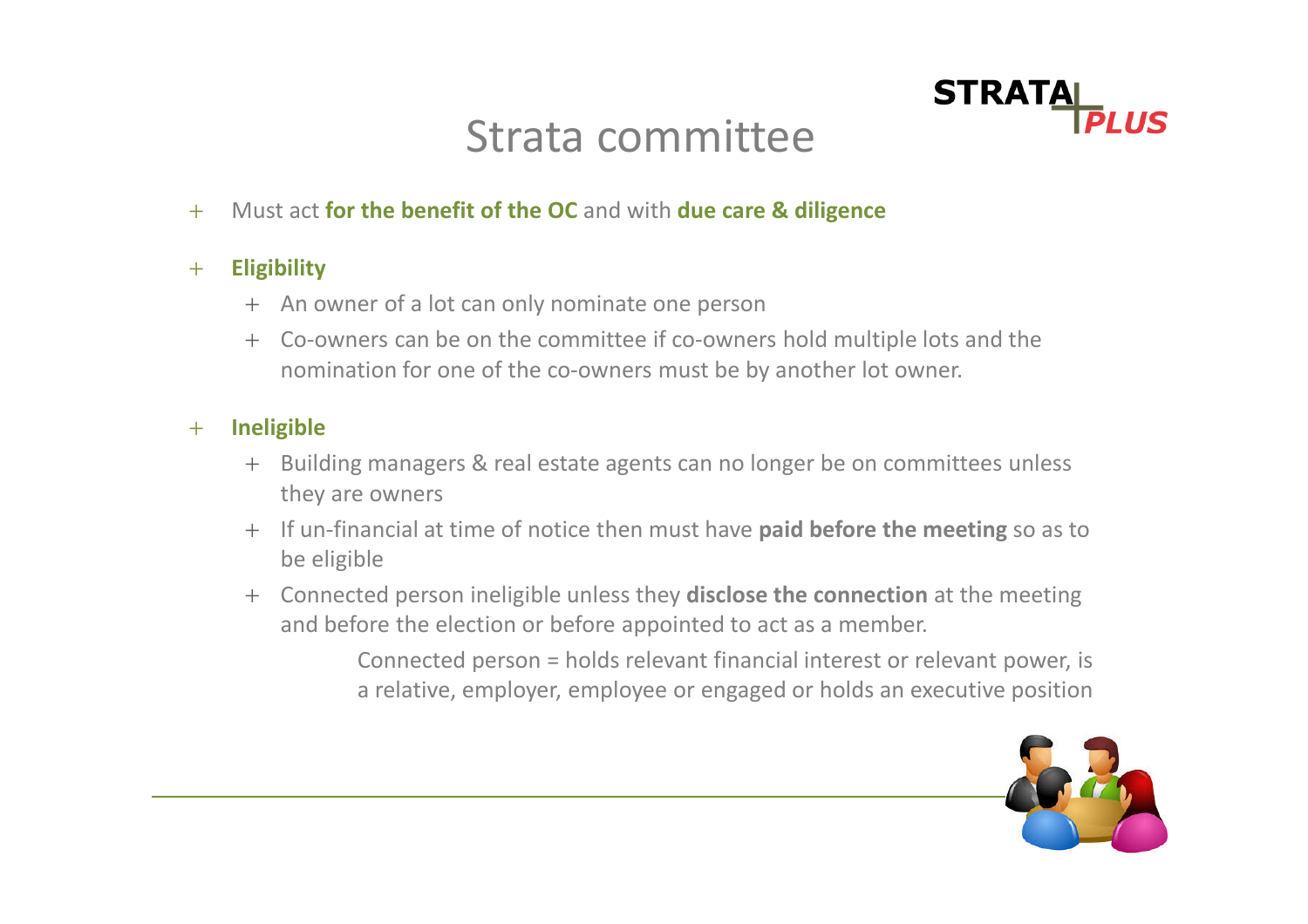# Strata committee

- Must act **for the benefit of the OC** and with **due care & diligence**
- **Eligibility**
  - An owner of a lot can only nominate one person
  - Co-owners can be on the committee if co-owners hold multiple lots and the nomination for one of the co-owners must be by another lot owner.
- **Ineligible**
  - Building managers & real estate agents can no longer be on committees unless they are owners
  - If un-financial at time of notice then must have **paid before the meeting** so as to be eligible
  - Connected person ineligible unless they **disclose the connection** at the meeting and before the election or before appointed to act as a member.

    Connected person = holds relevant financial interest or relevant power, is a relative, employer, employee or engaged or holds an executive position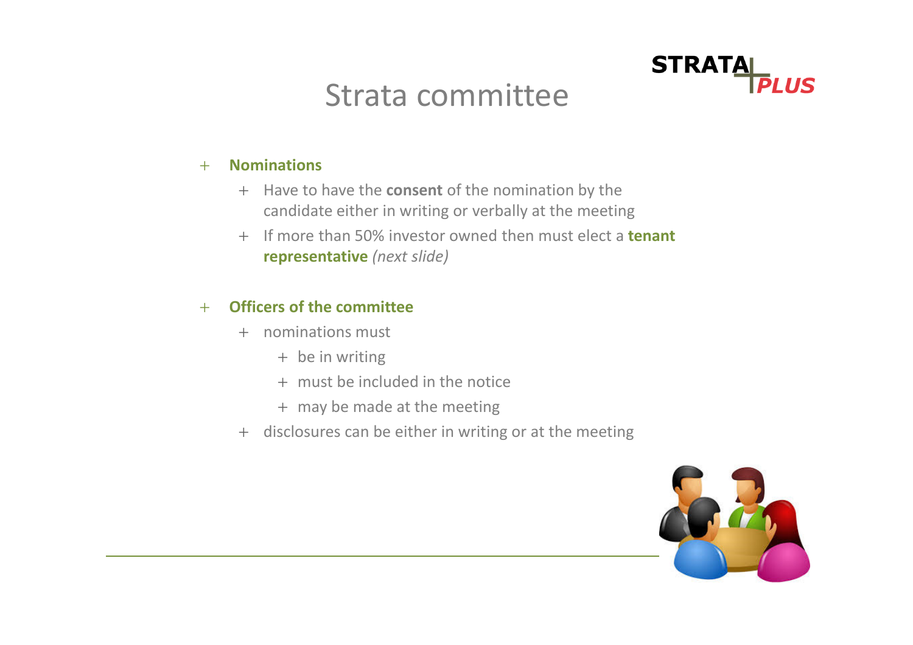# Strata committee

- **Nominations**
  - Have to have the **consent** of the nomination by the candidate either in writing or verbally at the meeting
  - If more than 50% investor owned then must elect a **tenant representative** *(next slide)*

- **Officers of the committee**
  - nominations must
    - be in writing
    - must be included in the notice
    - may be made at the meeting
  - disclosures can be either in writing or at the meeting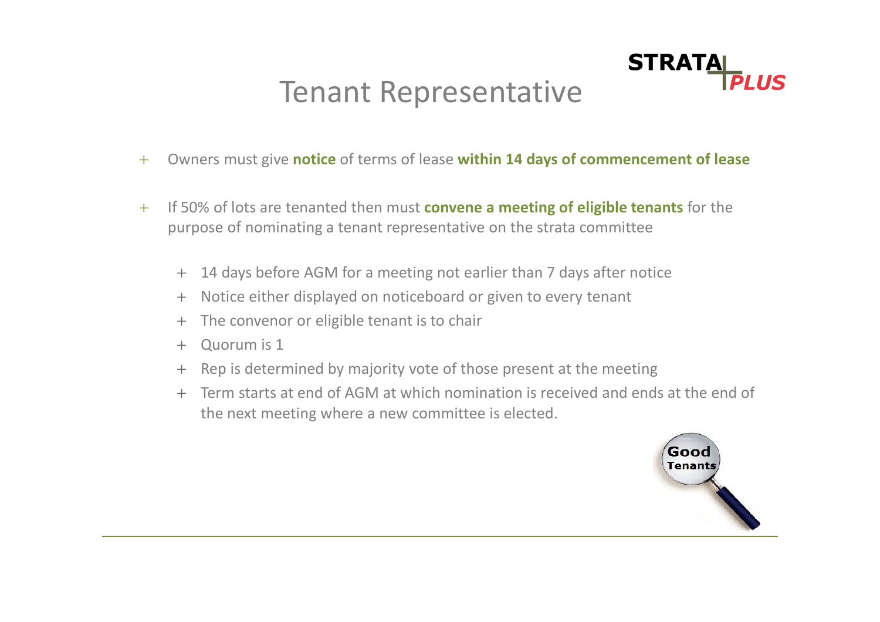# Tenant Representative

- Owners must give **notice** of terms of lease **within 14 days of commencement of lease**
- If 50% of lots are tenanted then must **convene a meeting of eligible tenants** for the purpose of nominating a tenant representative on the strata committee
  - 14 days before AGM for a meeting not earlier than 7 days after notice
  - Notice either displayed on noticeboard or given to every tenant
  - The convenor or eligible tenant is to chair
  - Quorum is 1
  - Rep is determined by majority vote of those present at the meeting
  - Term starts at end of AGM at which nomination is received and ends at the end of the next meeting where a new committee is elected.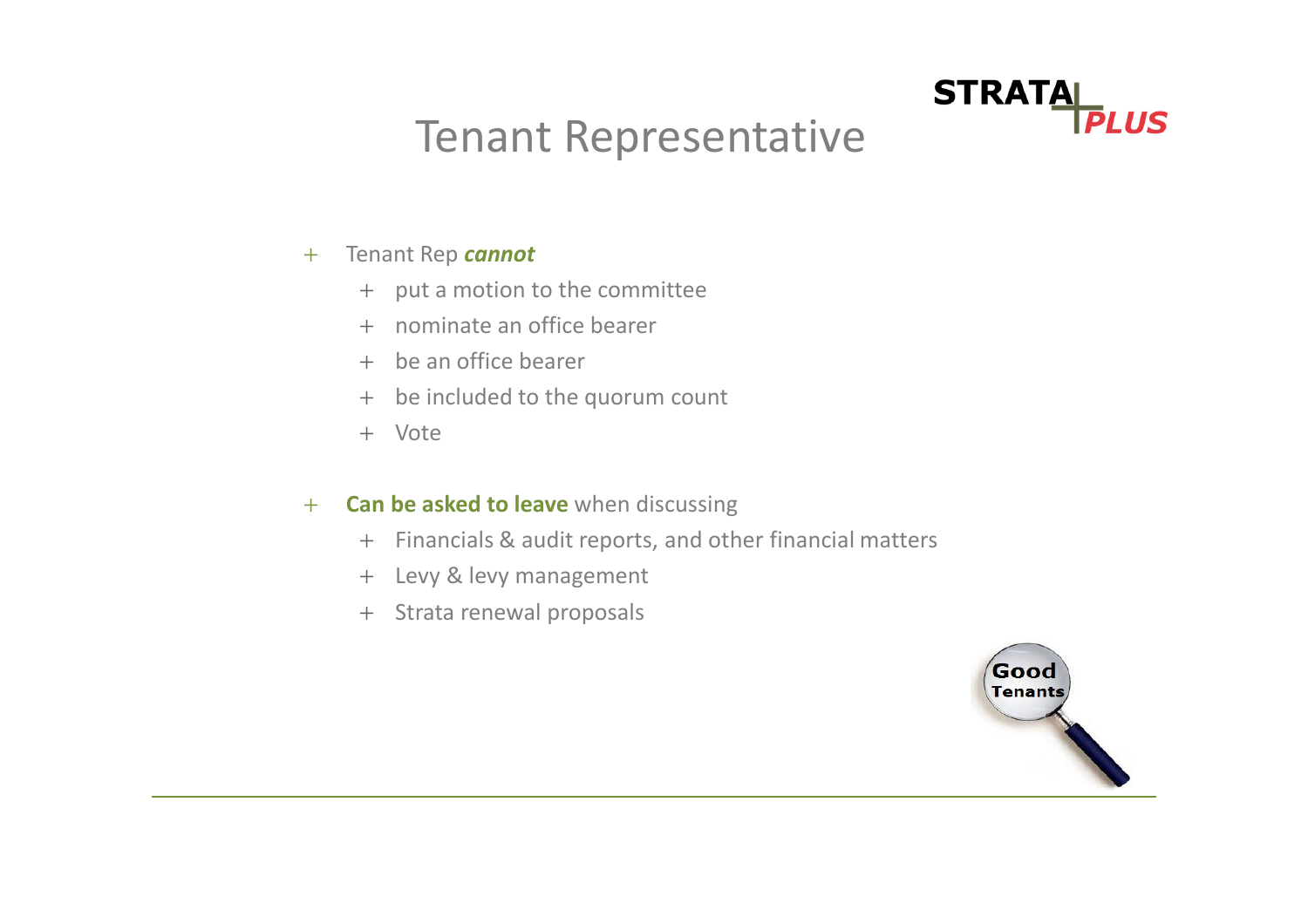# Tenant Representative

- Tenant Rep ***cannot***
  - put a motion to the committee
  - nominate an office bearer
  - be an office bearer
  - be included to the quorum count
  - Vote

- **Can be asked to leave** when discussing
  - Financials & audit reports, and other financial matters
  - Levy & levy management
  - Strata renewal proposals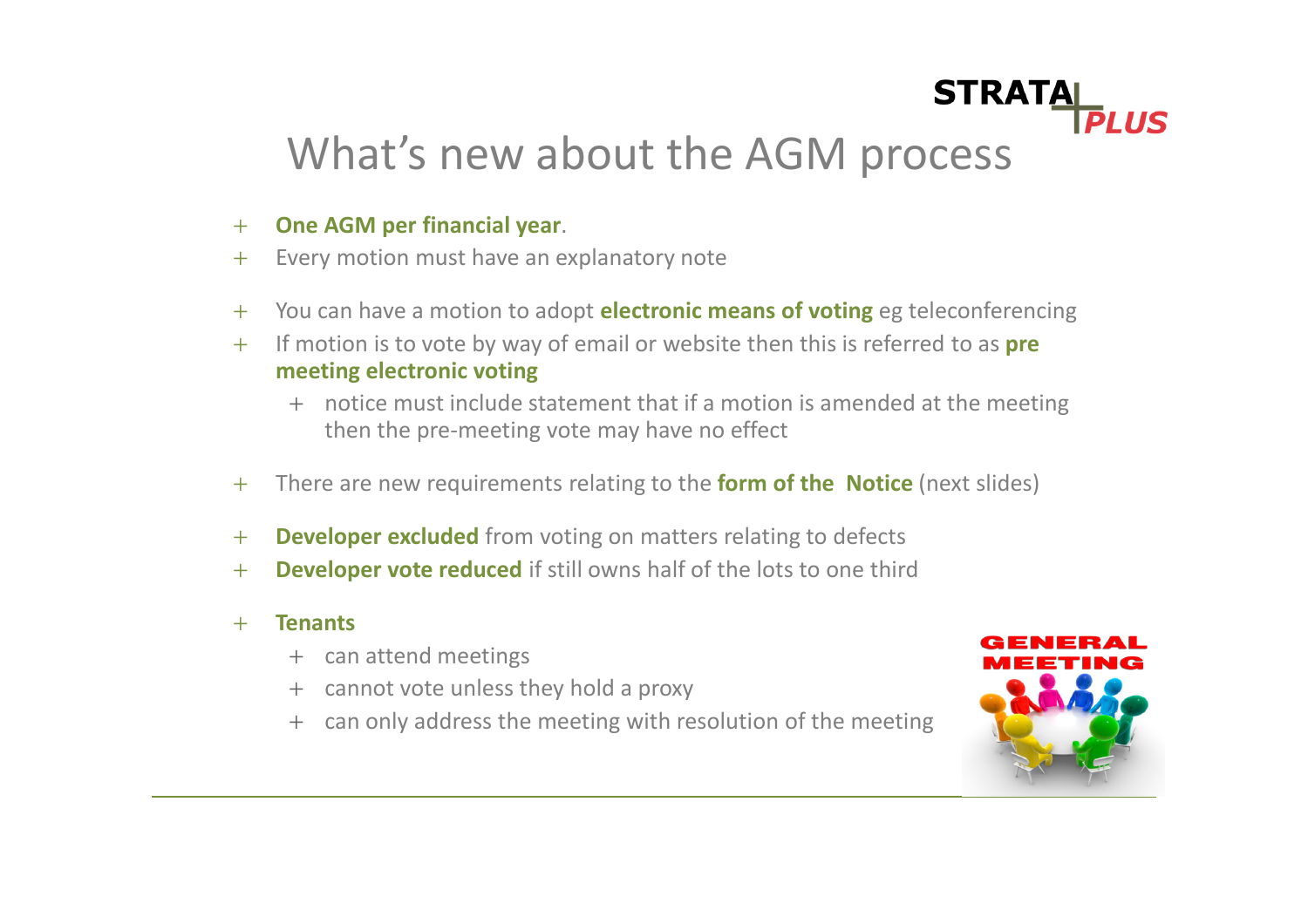# What's new about the AGM process

- **One AGM per financial year**.
- Every motion must have an explanatory note
- You can have a motion to adopt **electronic means of voting** eg teleconferencing
- If motion is to vote by way of email or website then this is referred to as **pre meeting electronic voting**
  - notice must include statement that if a motion is amended at the meeting then the pre-meeting vote may have no effect
- There are new requirements relating to the **form of the Notice** (next slides)
- **Developer excluded** from voting on matters relating to defects
- **Developer vote reduced** if still owns half of the lots to one third
- **Tenants**
  - can attend meetings
  - cannot vote unless they hold a proxy
  - can only address the meeting with resolution of the meeting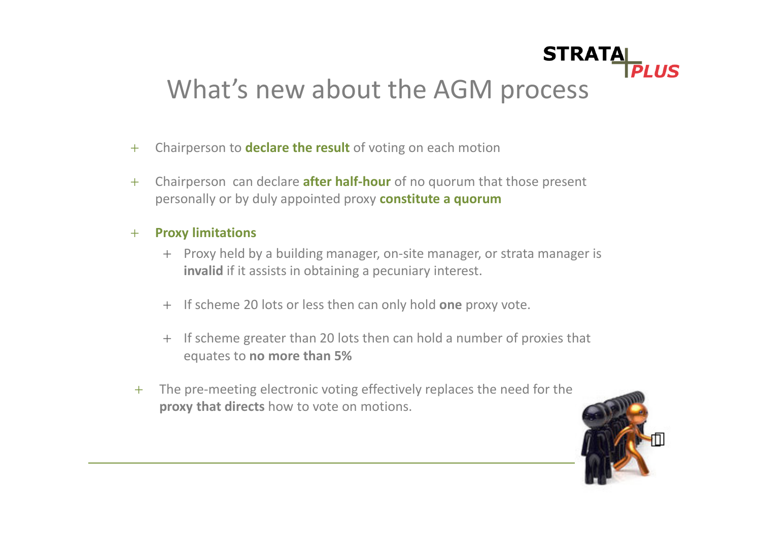# What's new about the AGM process

- Chairperson to **declare the result** of voting on each motion
- Chairperson can declare **after half-hour** of no quorum that those present personally or by duly appointed proxy **constitute a quorum**
- **Proxy limitations**
  - Proxy held by a building manager, on-site manager, or strata manager is **invalid** if it assists in obtaining a pecuniary interest.
  - If scheme 20 lots or less then can only hold **one** proxy vote.
  - If scheme greater than 20 lots then can hold a number of proxies that equates to **no more than 5%**
- The pre-meeting electronic voting effectively replaces the need for the **proxy that directs** how to vote on motions.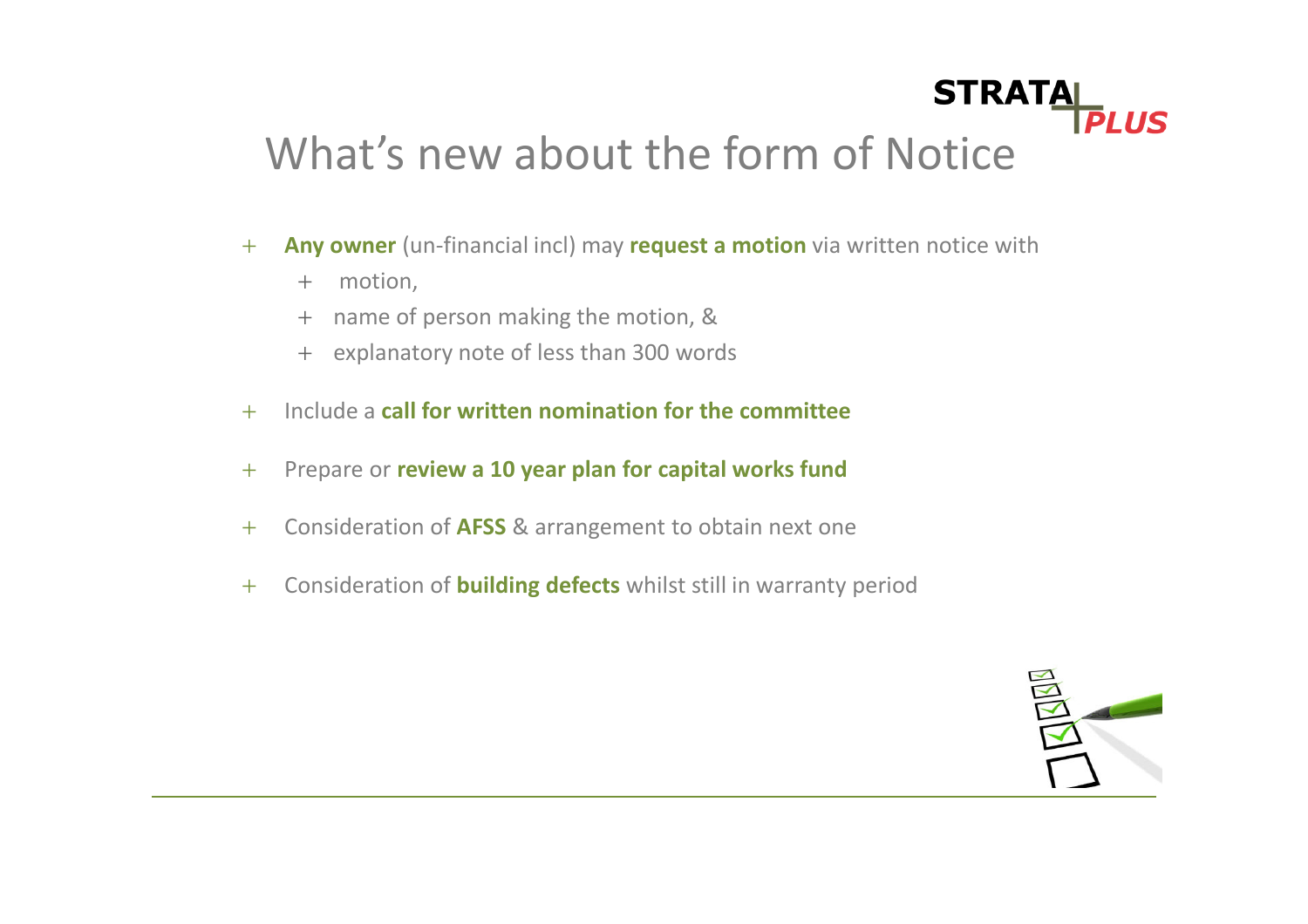# What's new about the form of Notice

- **Any owner** (un-financial incl) may **request a motion** via written notice with
  - motion,
  - name of person making the motion, &
  - explanatory note of less than 300 words
- Include a **call for written nomination for the committee**
- Prepare or **review a 10 year plan for capital works fund**
- Consideration of **AFSS** & arrangement to obtain next one
- Consideration of **building defects** whilst still in warranty period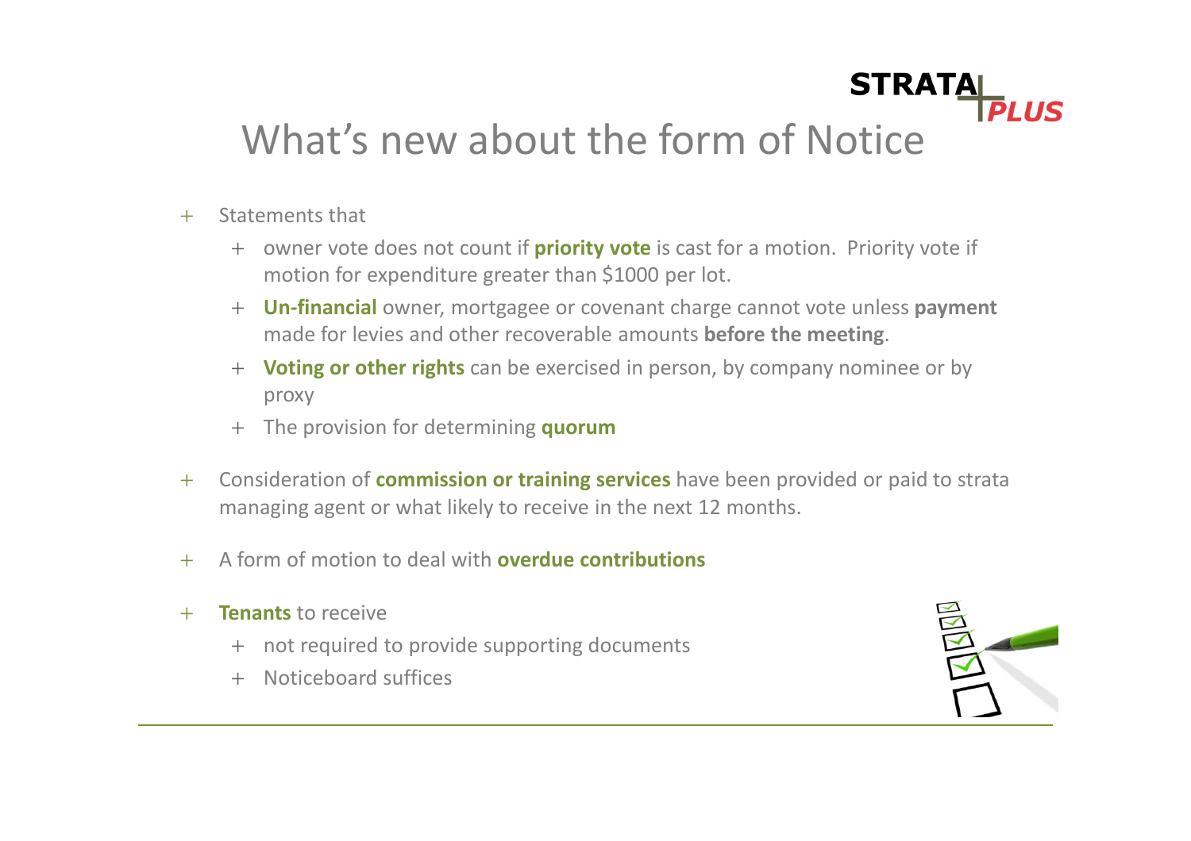# What's new about the form of Notice

- Statements that
  - owner vote does not count if **priority vote** is cast for a motion. Priority vote if motion for expenditure greater than $1000 per lot.
  - **Un-financial** owner, mortgagee or covenant charge cannot vote unless **payment** made for levies and other recoverable amounts **before the meeting**.
  - **Voting or other rights** can be exercised in person, by company nominee or by proxy
  - The provision for determining **quorum**
- Consideration of **commission or training services** have been provided or paid to strata managing agent or what likely to receive in the next 12 months.
- A form of motion to deal with **overdue contributions**
- **Tenants** to receive
  - not required to provide supporting documents
  - Noticeboard suffices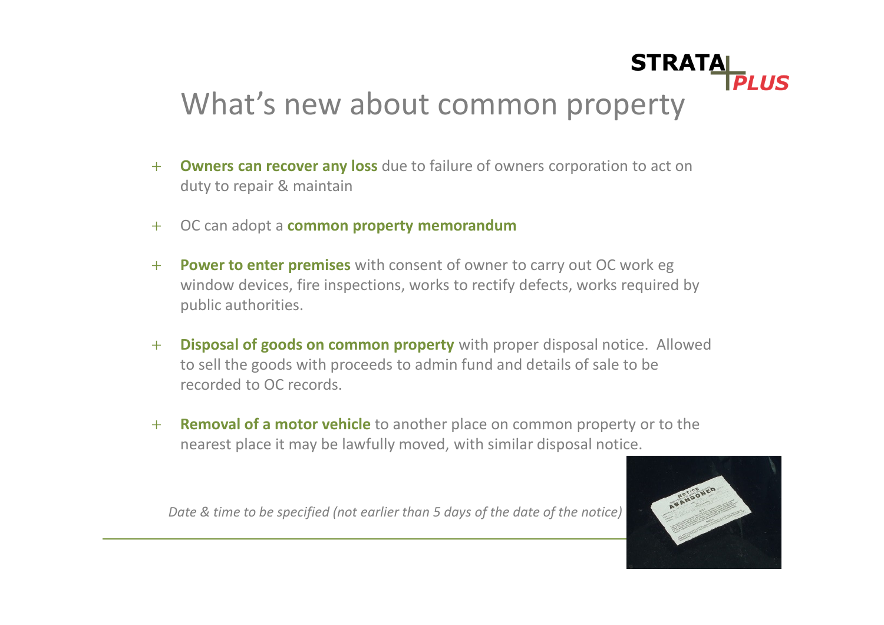# What's new about common property

- **Owners can recover any loss** due to failure of owners corporation to act on duty to repair & maintain
- OC can adopt a **common property memorandum**
- **Power to enter premises** with consent of owner to carry out OC work eg window devices, fire inspections, works to rectify defects, works required by public authorities.
- **Disposal of goods on common property** with proper disposal notice. Allowed to sell the goods with proceeds to admin fund and details of sale to be recorded to OC records.
- **Removal of a motor vehicle** to another place on common property or to the nearest place it may be lawfully moved, with similar disposal notice.

*Date & time to be specified (not earlier than 5 days of the date of the notice)*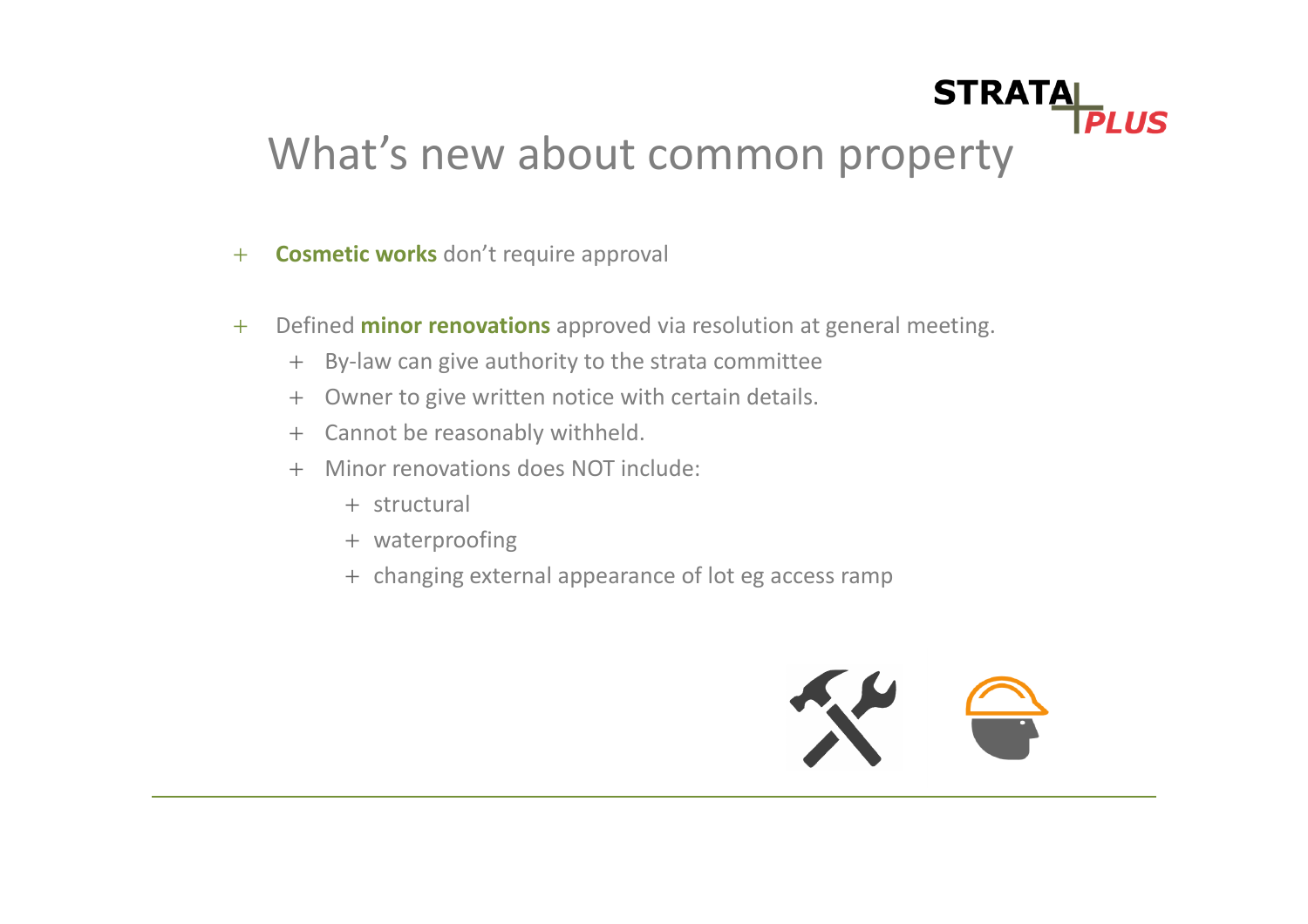# What's new about common property

- **Cosmetic works** don't require approval
- Defined **minor renovations** approved via resolution at general meeting.
  - By-law can give authority to the strata committee
  - Owner to give written notice with certain details.
  - Cannot be reasonably withheld.
  - Minor renovations does NOT include:
    - structural
    - waterproofing
    - changing external appearance of lot eg access ramp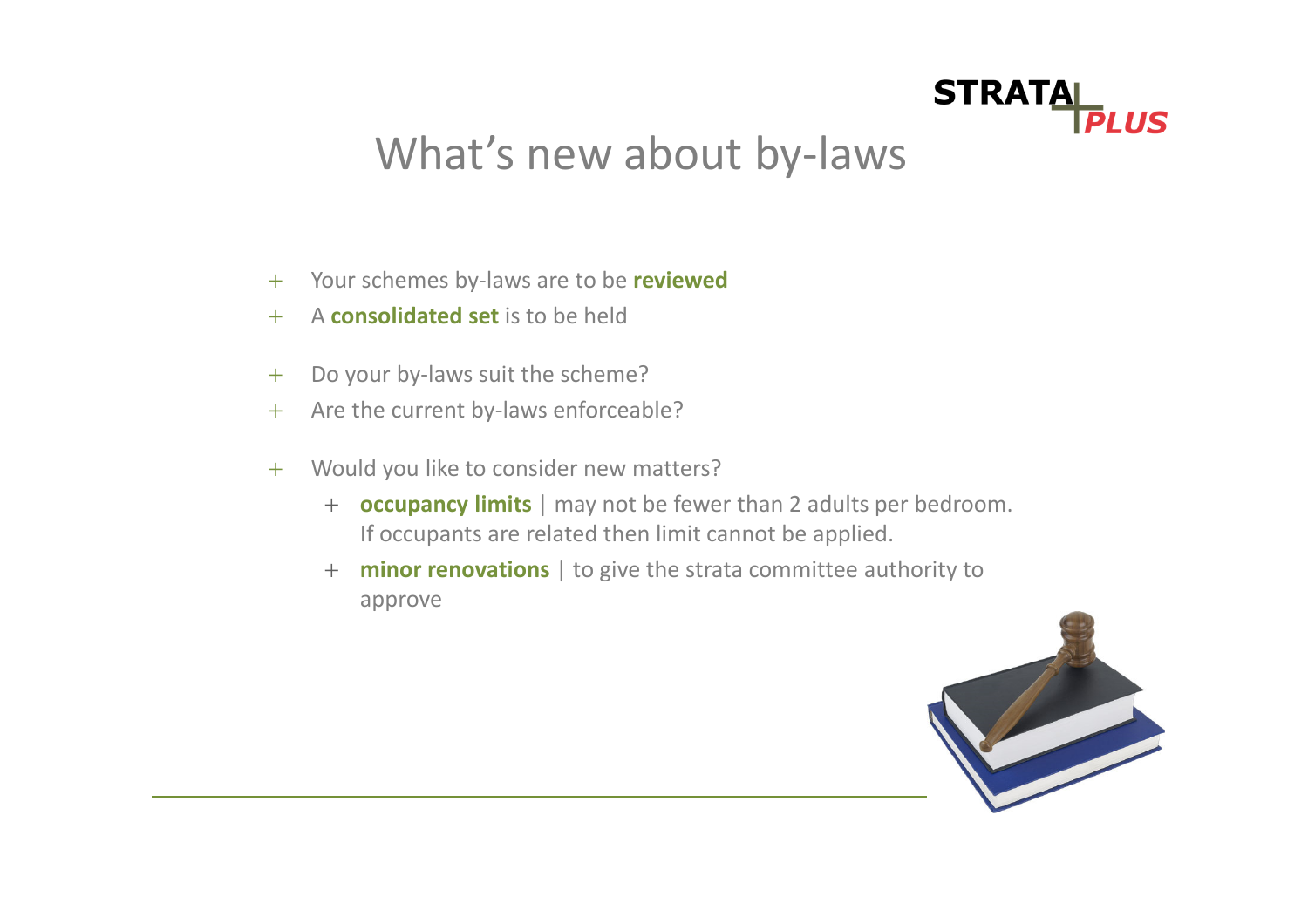# What's new about by-laws

- Your schemes by-laws are to be **reviewed**
- A **consolidated set** is to be held
- Do your by-laws suit the scheme?
- Are the current by-laws enforceable?
- Would you like to consider new matters?
  - **occupancy limits** | may not be fewer than 2 adults per bedroom. If occupants are related then limit cannot be applied.
  - **minor renovations** | to give the strata committee authority to approve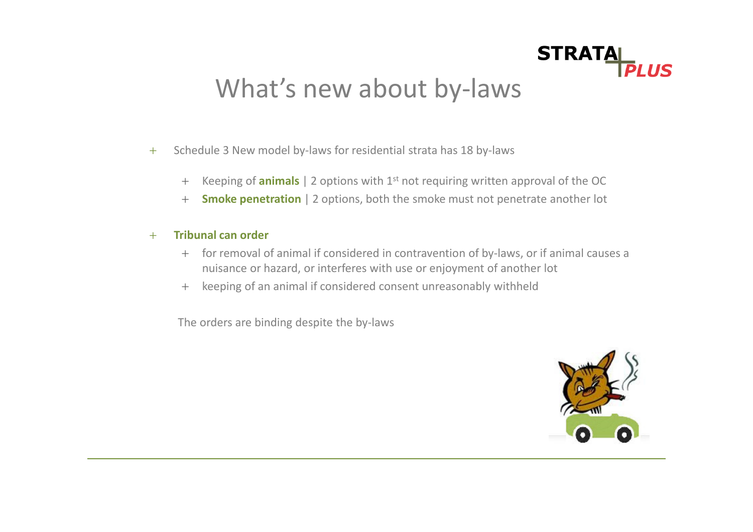# What's new about by-laws

- Schedule 3 New model by-laws for residential strata has 18 by-laws
  - Keeping of **animals** | 2 options with 1st not requiring written approval of the OC
  - **Smoke penetration** | 2 options, both the smoke must not penetrate another lot
- **Tribunal can order**
  - for removal of animal if considered in contravention of by-laws, or if animal causes a nuisance or hazard, or interferes with use or enjoyment of another lot
  - keeping of an animal if considered consent unreasonably withheld

The orders are binding despite the by-laws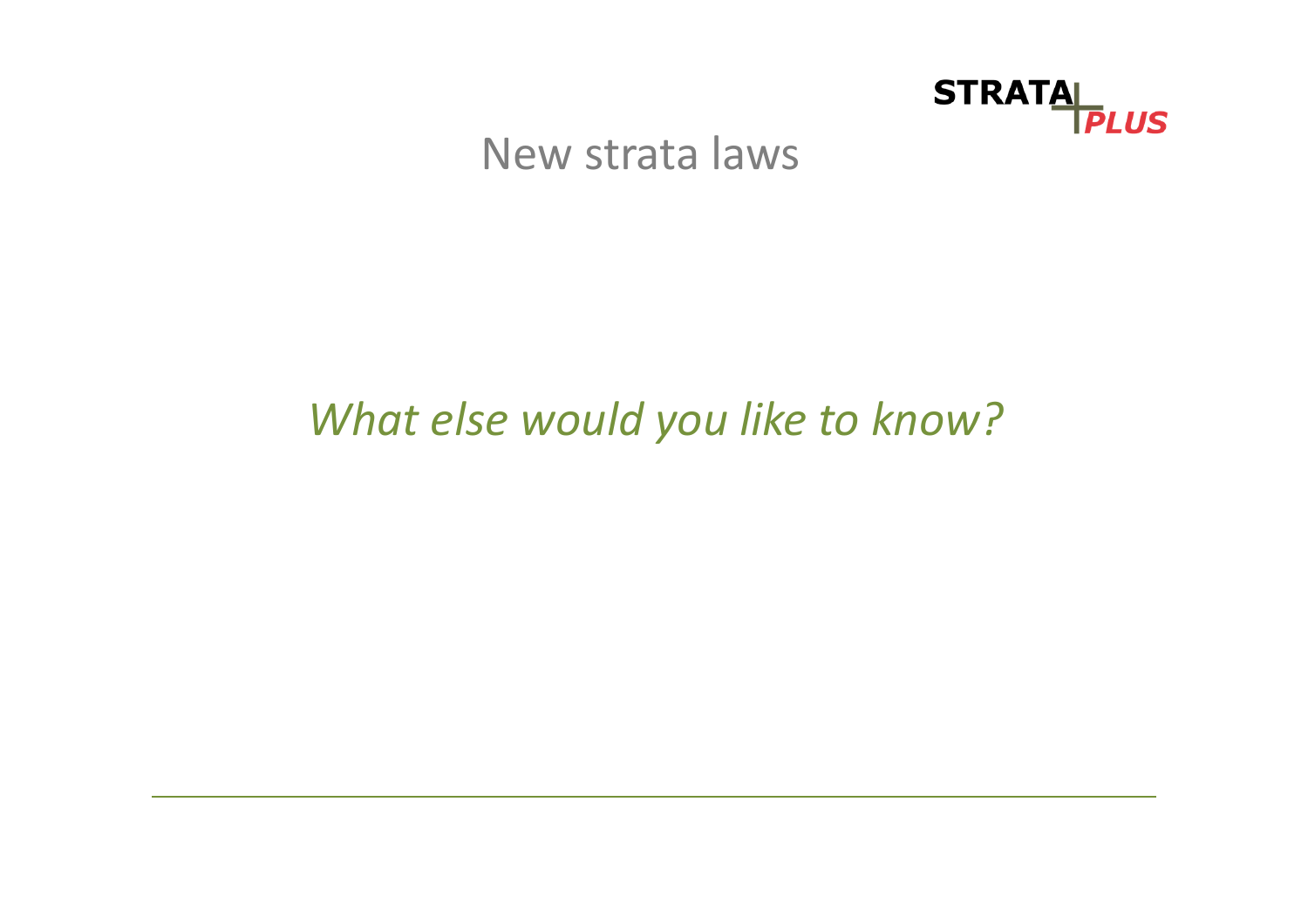STRATA PLUS

# New strata laws

*What else would you like to know?*